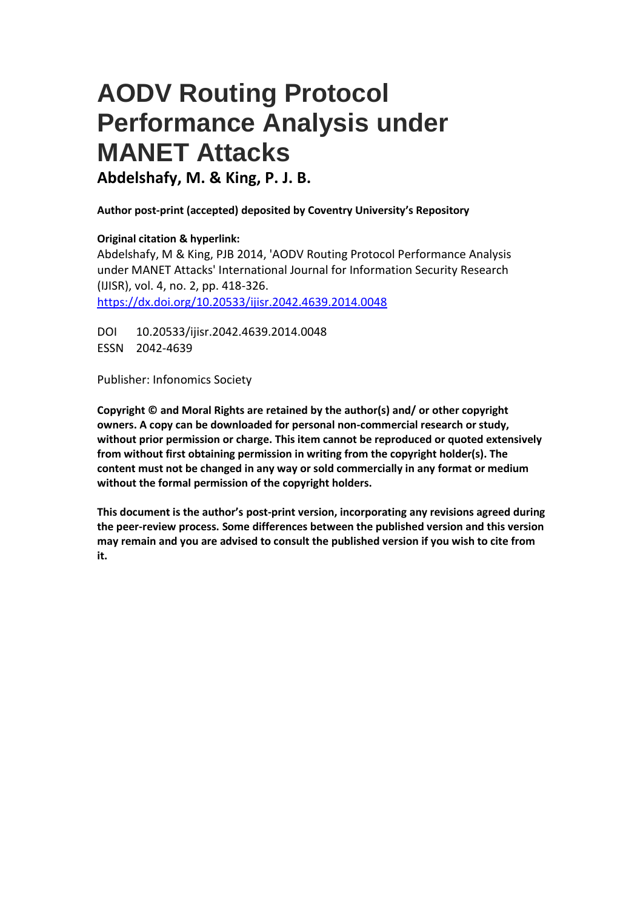# AODV Routing Protocol Performance Analysis under MANET Attacks

**Abdelshafy, M. & King, P. J. B.**

**Author post-print (accepted) deposited by Coventry University's Repository**

**Original citation & hyperlink:**

Abdelshafy, M & King, PJB 2014, 'AODV Routing Protocol Performance Analysis under MANET Attacks' International Journal for Information Security Research (IJISR), vol. 4, no. 2, pp. 418-326.

https://dx.doi.org/10.20533/ijisr.2042.4639.2014.0048

DOI 10.20533/ijisr.2042.4639.2014.0048

ESSN 2042-4639

Publisher: Infonomics Society

**Copyright © and Moral Rights are retained by the author(s) and/ or other copyright owners. A copy can be downloaded for personal non-commercial research or study, without prior permission or charge. This item cannot be reproduced or quoted extensively from without first obtaining permission in writing from the copyright holder(s). The content must not be changed in any way or sold commercially in any format or medium without the formal permission of the copyright holders.**

**This document is the author's post-print version, incorporating any revisions agreed during the peer-review process. Some differences between the published version and this version may remain and you are advised to consult the published version if you wish to cite from it.**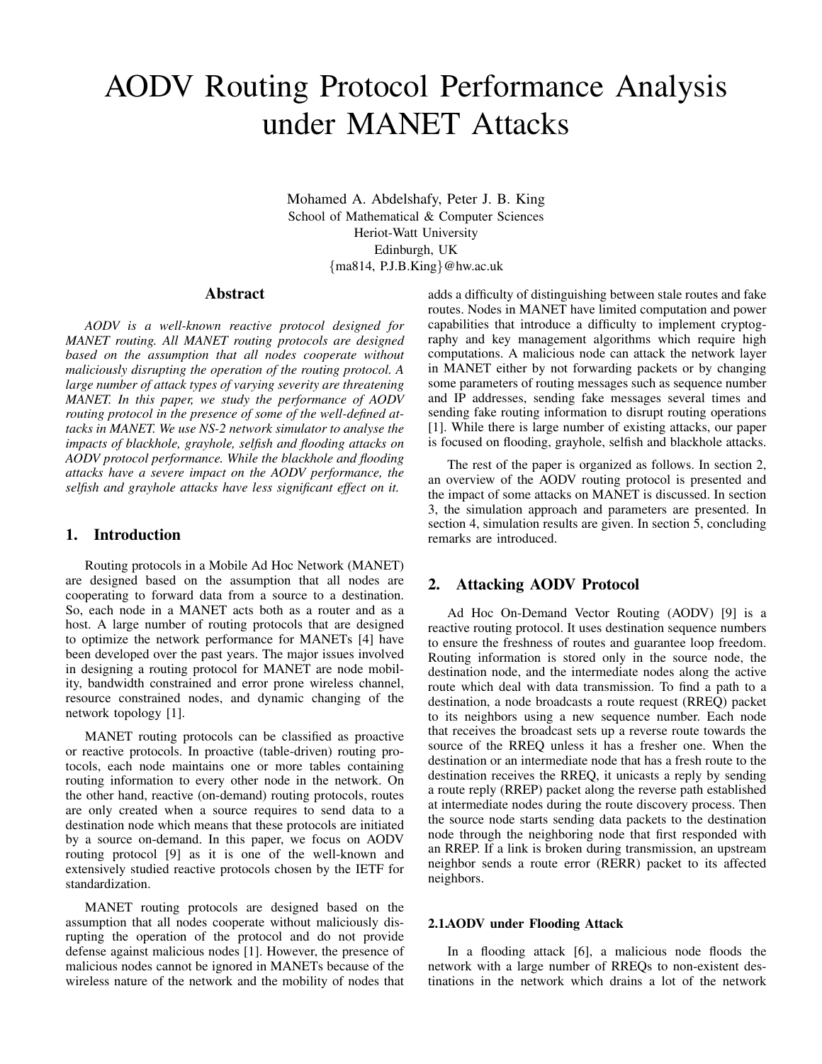# AODV Routing Protocol Performance Analysis under MANET Attacks

Mohamed A. Abdelshafy, Peter J. B. King
School of Mathematical & Computer Sciences
Heriot-Watt University
Edinburgh, UK
{ma814, P.J.B.King}@hw.ac.uk

## Abstract

*AODV is a well-known reactive protocol designed for MANET routing. All MANET routing protocols are designed based on the assumption that all nodes cooperate without maliciously disrupting the operation of the routing protocol. A large number of attack types of varying severity are threatening MANET. In this paper, we study the performance of AODV routing protocol in the presence of some of the well-defined attacks in MANET. We use NS-2 network simulator to analyse the impacts of blackhole, grayhole, selfish and flooding attacks on AODV protocol performance. While the blackhole and flooding attacks have a severe impact on the AODV performance, the selfish and grayhole attacks have less significant effect on it.*

## 1. Introduction

Routing protocols in a Mobile Ad Hoc Network (MANET) are designed based on the assumption that all nodes are cooperating to forward data from a source to a destination. So, each node in a MANET acts both as a router and as a host. A large number of routing protocols that are designed to optimize the network performance for MANETs [4] have been developed over the past years. The major issues involved in designing a routing protocol for MANET are node mobility, bandwidth constrained and error prone wireless channel, resource constrained nodes, and dynamic changing of the network topology [1].

MANET routing protocols can be classified as proactive or reactive protocols. In proactive (table-driven) routing protocols, each node maintains one or more tables containing routing information to every other node in the network. On the other hand, reactive (on-demand) routing protocols, routes are only created when a source requires to send data to a destination node which means that these protocols are initiated by a source on-demand. In this paper, we focus on AODV routing protocol [9] as it is one of the well-known and extensively studied reactive protocols chosen by the IETF for standardization.

MANET routing protocols are designed based on the assumption that all nodes cooperate without maliciously disrupting the operation of the protocol and do not provide defense against malicious nodes [1]. However, the presence of malicious nodes cannot be ignored in MANETs because of the wireless nature of the network and the mobility of nodes that adds a difficulty of distinguishing between stale routes and fake routes. Nodes in MANET have limited computation and power capabilities that introduce a difficulty to implement cryptography and key management algorithms which require high computations. A malicious node can attack the network layer in MANET either by not forwarding packets or by changing some parameters of routing messages such as sequence number and IP addresses, sending fake messages several times and sending fake routing information to disrupt routing operations [1]. While there is large number of existing attacks, our paper is focused on flooding, grayhole, selfish and blackhole attacks.

The rest of the paper is organized as follows. In section 2, an overview of the AODV routing protocol is presented and the impact of some attacks on MANET is discussed. In section 3, the simulation approach and parameters are presented. In section 4, simulation results are given. In section 5, concluding remarks are introduced.

## 2. Attacking AODV Protocol

Ad Hoc On-Demand Vector Routing (AODV) [9] is a reactive routing protocol. It uses destination sequence numbers to ensure the freshness of routes and guarantee loop freedom. Routing information is stored only in the source node, the destination node, and the intermediate nodes along the active route which deal with data transmission. To find a path to a destination, a node broadcasts a route request (RREQ) packet to its neighbors using a new sequence number. Each node that receives the broadcast sets up a reverse route towards the source of the RREQ unless it has a fresher one. When the destination or an intermediate node that has a fresh route to the destination receives the RREQ, it unicasts a reply by sending a route reply (RREP) packet along the reverse path established at intermediate nodes during the route discovery process. Then the source node starts sending data packets to the destination node through the neighboring node that first responded with an RREP. If a link is broken during transmission, an upstream neighbor sends a route error (RERR) packet to its affected neighbors.

### 2.1.AODV under Flooding Attack

In a flooding attack [6], a malicious node floods the network with a large number of RREQs to non-existent destinations in the network which drains a lot of the network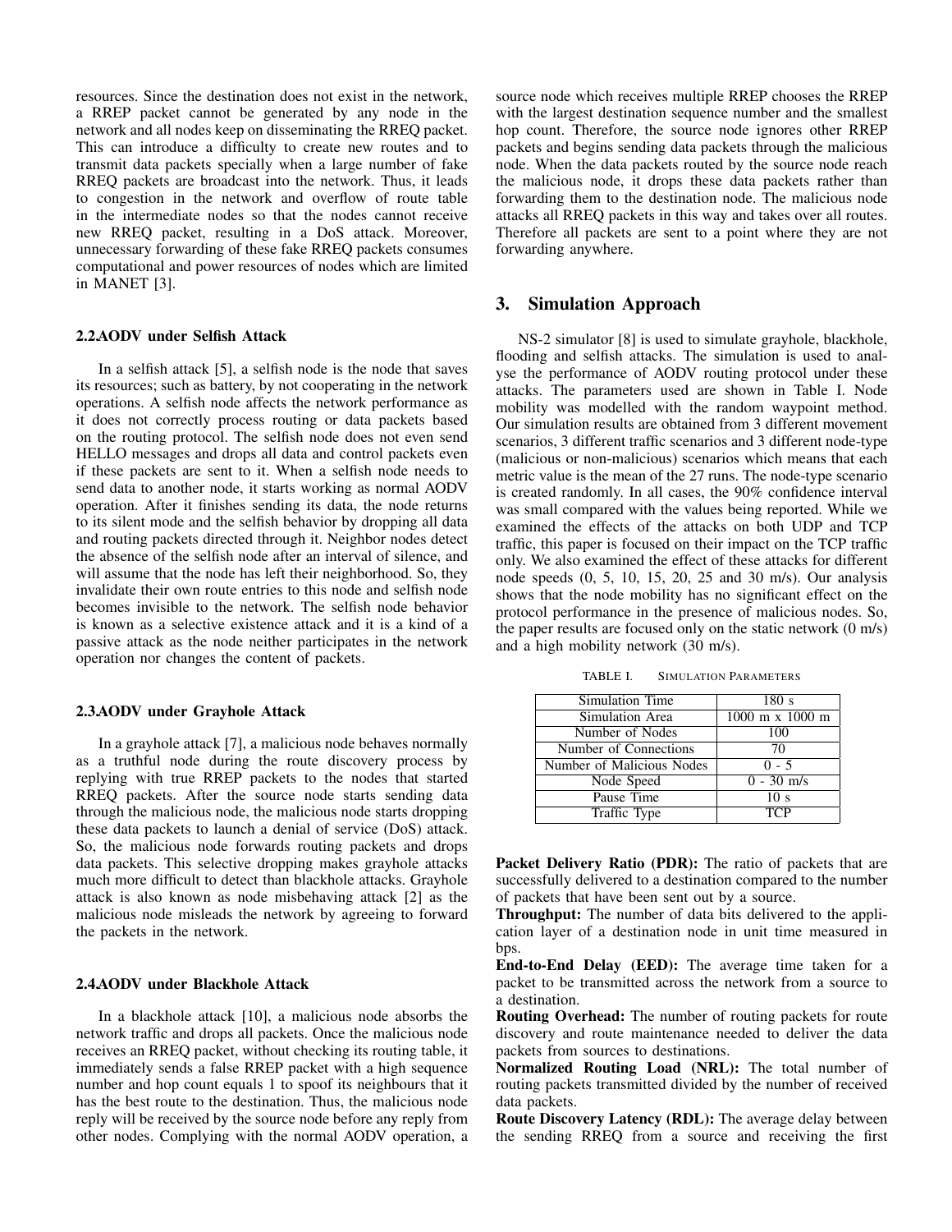resources. Since the destination does not exist in the network, a RREP packet cannot be generated by any node in the network and all nodes keep on disseminating the RREQ packet. This can introduce a difficulty to create new routes and to transmit data packets specially when a large number of fake RREQ packets are broadcast into the network. Thus, it leads to congestion in the network and overflow of route table in the intermediate nodes so that the nodes cannot receive new RREQ packet, resulting in a DoS attack. Moreover, unnecessary forwarding of these fake RREQ packets consumes computational and power resources of nodes which are limited in MANET [3].

### 2.2.AODV under Selfish Attack

In a selfish attack [5], a selfish node is the node that saves its resources; such as battery, by not cooperating in the network operations. A selfish node affects the network performance as it does not correctly process routing or data packets based on the routing protocol. The selfish node does not even send HELLO messages and drops all data and control packets even if these packets are sent to it. When a selfish node needs to send data to another node, it starts working as normal AODV operation. After it finishes sending its data, the node returns to its silent mode and the selfish behavior by dropping all data and routing packets directed through it. Neighbor nodes detect the absence of the selfish node after an interval of silence, and will assume that the node has left their neighborhood. So, they invalidate their own route entries to this node and selfish node becomes invisible to the network. The selfish node behavior is known as a selective existence attack and it is a kind of a passive attack as the node neither participates in the network operation nor changes the content of packets.

### 2.3.AODV under Grayhole Attack

In a grayhole attack [7], a malicious node behaves normally as a truthful node during the route discovery process by replying with true RREP packets to the nodes that started RREQ packets. After the source node starts sending data through the malicious node, the malicious node starts dropping these data packets to launch a denial of service (DoS) attack. So, the malicious node forwards routing packets and drops data packets. This selective dropping makes grayhole attacks much more difficult to detect than blackhole attacks. Grayhole attack is also known as node misbehaving attack [2] as the malicious node misleads the network by agreeing to forward the packets in the network.

### 2.4.AODV under Blackhole Attack

In a blackhole attack [10], a malicious node absorbs the network traffic and drops all packets. Once the malicious node receives an RREQ packet, without checking its routing table, it immediately sends a false RREP packet with a high sequence number and hop count equals 1 to spoof its neighbours that it has the best route to the destination. Thus, the malicious node reply will be received by the source node before any reply from other nodes. Complying with the normal AODV operation, a source node which receives multiple RREP chooses the RREP with the largest destination sequence number and the smallest hop count. Therefore, the source node ignores other RREP packets and begins sending data packets through the malicious node. When the data packets routed by the source node reach the malicious node, it drops these data packets rather than forwarding them to the destination node. The malicious node attacks all RREQ packets in this way and takes over all routes. Therefore all packets are sent to a point where they are not forwarding anywhere.

## 3. Simulation Approach

NS-2 simulator [8] is used to simulate grayhole, blackhole, flooding and selfish attacks. The simulation is used to analyse the performance of AODV routing protocol under these attacks. The parameters used are shown in Table I. Node mobility was modelled with the random waypoint method. Our simulation results are obtained from 3 different movement scenarios, 3 different traffic scenarios and 3 different node-type (malicious or non-malicious) scenarios which means that each metric value is the mean of the 27 runs. The node-type scenario is created randomly. In all cases, the 90% confidence interval was small compared with the values being reported. While we examined the effects of the attacks on both UDP and TCP traffic, this paper is focused on their impact on the TCP traffic only. We also examined the effect of these attacks for different node speeds (0, 5, 10, 15, 20, 25 and 30 m/s). Our analysis shows that the node mobility has no significant effect on the protocol performance in the presence of malicious nodes. So, the paper results are focused only on the static network (0 m/s) and a high mobility network (30 m/s).

TABLE I. SIMULATION PARAMETERS

| Parameter | Value |
|---|---|
| Simulation Time | 180 s |
| Simulation Area | 1000 m x 1000 m |
| Number of Nodes | 100 |
| Number of Connections | 70 |
| Number of Malicious Nodes | 0 - 5 |
| Node Speed | 0 - 30 m/s |
| Pause Time | 10 s |
| Traffic Type | TCP |

**Packet Delivery Ratio (PDR):** The ratio of packets that are successfully delivered to a destination compared to the number of packets that have been sent out by a source.
**Throughput:** The number of data bits delivered to the application layer of a destination node in unit time measured in bps.
**End-to-End Delay (EED):** The average time taken for a packet to be transmitted across the network from a source to a destination.
**Routing Overhead:** The number of routing packets for route discovery and route maintenance needed to deliver the data packets from sources to destinations.
**Normalized Routing Load (NRL):** The total number of routing packets transmitted divided by the number of received data packets.
**Route Discovery Latency (RDL):** The average delay between the sending RREQ from a source and receiving the first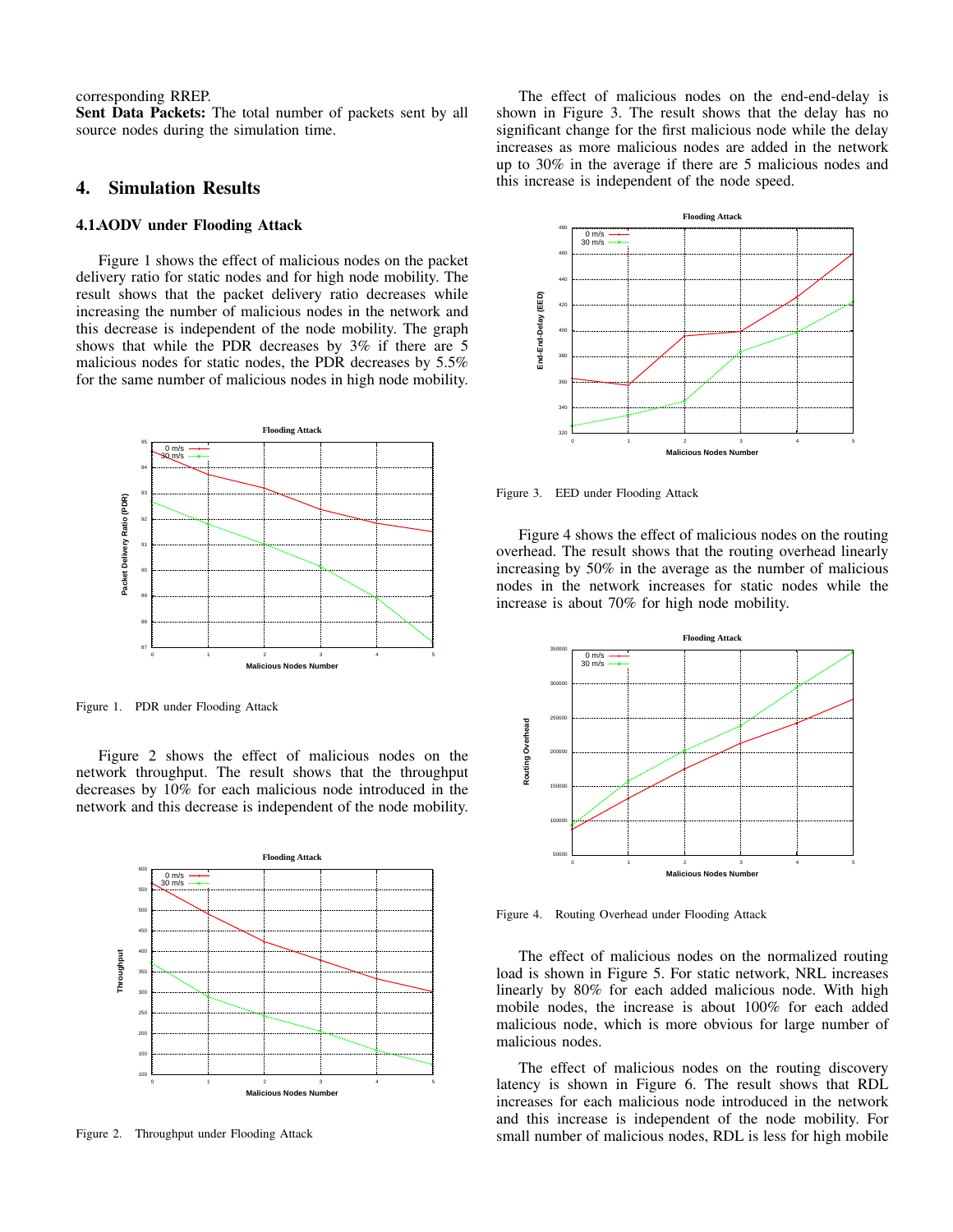corresponding RREP.

**Sent Data Packets:** The total number of packets sent by all source nodes during the simulation time.

## 4. Simulation Results

### 4.1.AODV under Flooding Attack

Figure 1 shows the effect of malicious nodes on the packet delivery ratio for static nodes and for high node mobility. The result shows that the packet delivery ratio decreases while increasing the number of malicious nodes in the network and this decrease is independent of the node mobility. The graph shows that while the PDR decreases by 3% if there are 5 malicious nodes for static nodes, the PDR decreases by 5.5% for the same number of malicious nodes in high node mobility.

Figure 1. PDR under Flooding Attack

Figure 2 shows the effect of malicious nodes on the network throughput. The result shows that the throughput decreases by 10% for each malicious node introduced in the network and this decrease is independent of the node mobility.

Figure 2. Throughput under Flooding Attack

The effect of malicious nodes on the end-end-delay is shown in Figure 3. The result shows that the delay has no significant change for the first malicious node while the delay increases as more malicious nodes are added in the network up to 30% in the average if there are 5 malicious nodes and this increase is independent of the node speed.

Figure 3. EED under Flooding Attack

Figure 4 shows the effect of malicious nodes on the routing overhead. The result shows that the routing overhead linearly increasing by 50% in the average as the number of malicious nodes in the network increases for static nodes while the increase is about 70% for high node mobility.

Figure 4. Routing Overhead under Flooding Attack

The effect of malicious nodes on the normalized routing load is shown in Figure 5. For static network, NRL increases linearly by 80% for each added malicious node. With high mobile nodes, the increase is about 100% for each added malicious node, which is more obvious for large number of malicious nodes.

The effect of malicious nodes on the routing discovery latency is shown in Figure 6. The result shows that RDL increases for each malicious node introduced in the network and this increase is independent of the node mobility. For small number of malicious nodes, RDL is less for high mobile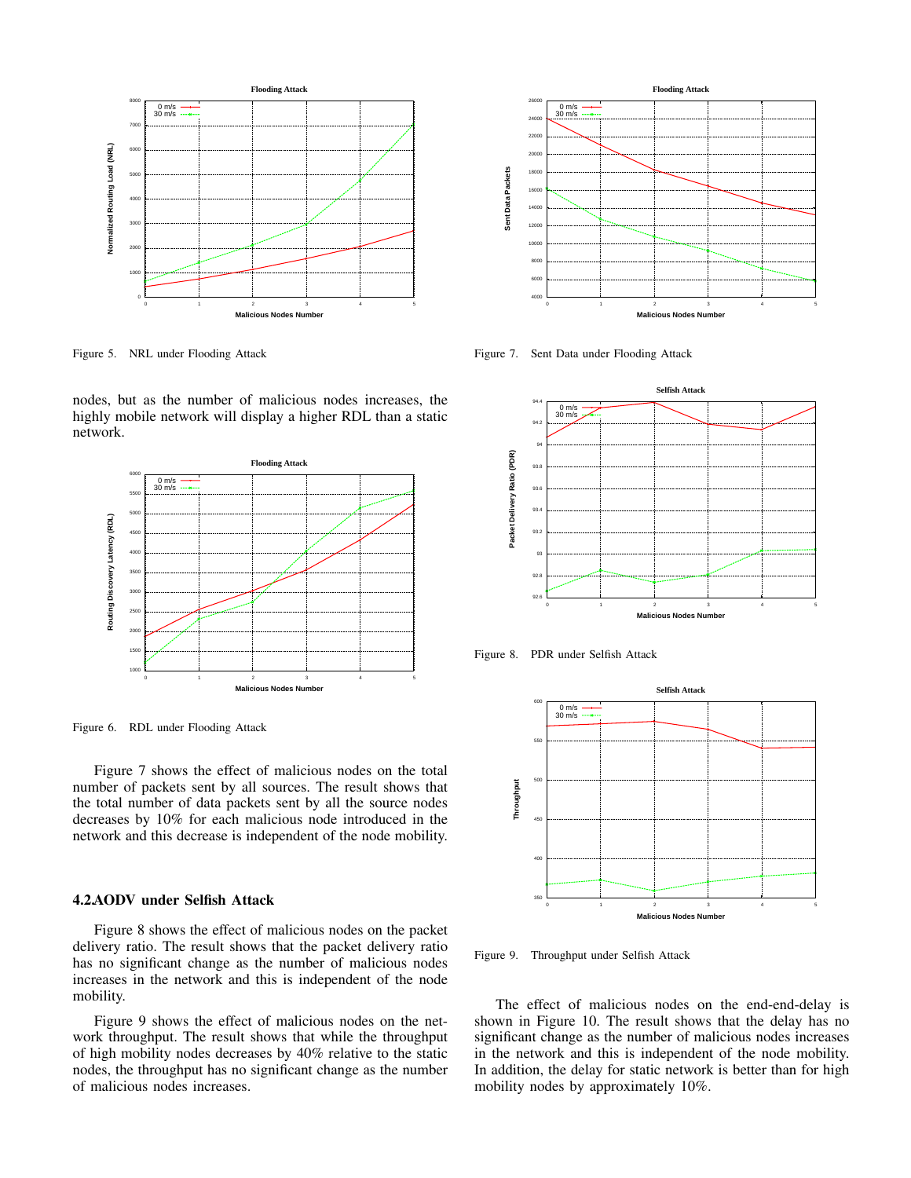Figure 5. NRL under Flooding Attack

nodes, but as the number of malicious nodes increases, the highly mobile network will display a higher RDL than a static network.

Figure 6. RDL under Flooding Attack

Figure 7 shows the effect of malicious nodes on the total number of packets sent by all sources. The result shows that the total number of data packets sent by all the source nodes decreases by 10% for each malicious node introduced in the network and this decrease is independent of the node mobility.

### 4.2.AODV under Selfish Attack

Figure 8 shows the effect of malicious nodes on the packet delivery ratio. The result shows that the packet delivery ratio has no significant change as the number of malicious nodes increases in the network and this is independent of the node mobility.

Figure 9 shows the effect of malicious nodes on the network throughput. The result shows that while the throughput of high mobility nodes decreases by 40% relative to the static nodes, the throughput has no significant change as the number of malicious nodes increases.

Figure 7. Sent Data under Flooding Attack

Figure 8. PDR under Selfish Attack

Figure 9. Throughput under Selfish Attack

The effect of malicious nodes on the end-end-delay is shown in Figure 10. The result shows that the delay has no significant change as the number of malicious nodes increases in the network and this is independent of the node mobility. In addition, the delay for static network is better than for high mobility nodes by approximately 10%.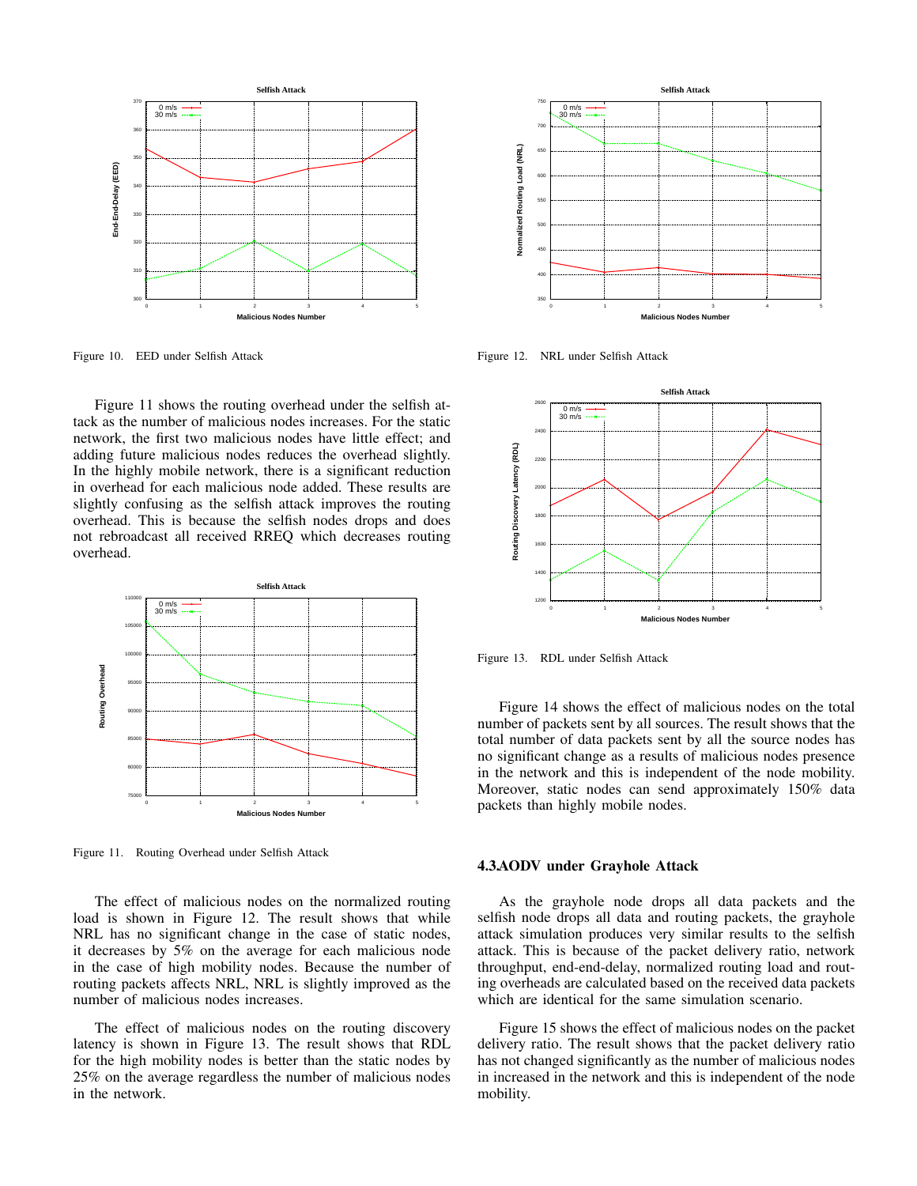Figure 10. EED under Selfish Attack

Figure 11 shows the routing overhead under the selfish attack as the number of malicious nodes increases. For the static network, the first two malicious nodes have little effect; and adding future malicious nodes reduces the overhead slightly. In the highly mobile network, there is a significant reduction in overhead for each malicious node added. These results are slightly confusing as the selfish attack improves the routing overhead. This is because the selfish nodes drops and does not rebroadcast all received RREQ which decreases routing overhead.

Figure 11. Routing Overhead under Selfish Attack

The effect of malicious nodes on the normalized routing load is shown in Figure 12. The result shows that while NRL has no significant change in the case of static nodes, it decreases by 5% on the average for each malicious node in the case of high mobility nodes. Because the number of routing packets affects NRL, NRL is slightly improved as the number of malicious nodes increases.

The effect of malicious nodes on the routing discovery latency is shown in Figure 13. The result shows that RDL for the high mobility nodes is better than the static nodes by 25% on the average regardless the number of malicious nodes in the network.

Figure 12. NRL under Selfish Attack

Figure 13. RDL under Selfish Attack

Figure 14 shows the effect of malicious nodes on the total number of packets sent by all sources. The result shows that the total number of data packets sent by all the source nodes has no significant change as a results of malicious nodes presence in the network and this is independent of the node mobility. Moreover, static nodes can send approximately 150% data packets than highly mobile nodes.

### 4.3.AODV under Grayhole Attack

As the grayhole node drops all data packets and the selfish node drops all data and routing packets, the grayhole attack simulation produces very similar results to the selfish attack. This is because of the packet delivery ratio, network throughput, end-end-delay, normalized routing load and routing overheads are calculated based on the received data packets which are identical for the same simulation scenario.

Figure 15 shows the effect of malicious nodes on the packet delivery ratio. The result shows that the packet delivery ratio has not changed significantly as the number of malicious nodes in increased in the network and this is independent of the node mobility.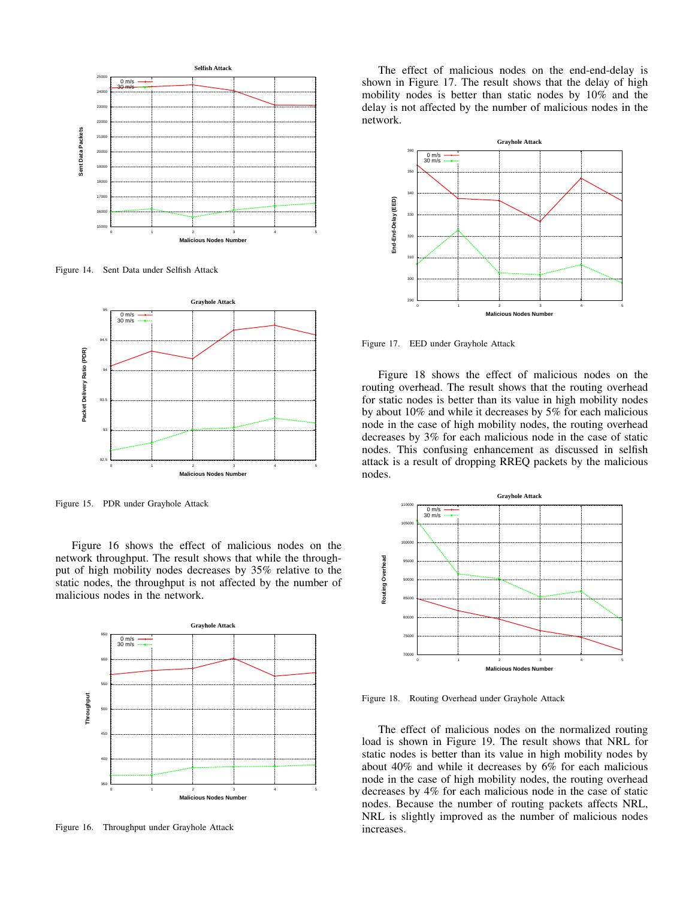Figure 14. Sent Data under Selfish Attack

Figure 15. PDR under Grayhole Attack

Figure 16 shows the effect of malicious nodes on the network throughput. The result shows that while the throughput of high mobility nodes decreases by 35% relative to the static nodes, the throughput is not affected by the number of malicious nodes in the network.

Figure 16. Throughput under Grayhole Attack

The effect of malicious nodes on the end-end-delay is shown in Figure 17. The result shows that the delay of high mobility nodes is better than static nodes by 10% and the delay is not affected by the number of malicious nodes in the network.

Figure 17. EED under Grayhole Attack

Figure 18 shows the effect of malicious nodes on the routing overhead. The result shows that the routing overhead for static nodes is better than its value in high mobility nodes by about 10% and while it decreases by 5% for each malicious node in the case of high mobility nodes, the routing overhead decreases by 3% for each malicious node in the case of static nodes. This confusing enhancement as discussed in selfish attack is a result of dropping RREQ packets by the malicious nodes.

Figure 18. Routing Overhead under Grayhole Attack

The effect of malicious nodes on the normalized routing load is shown in Figure 19. The result shows that NRL for static nodes is better than its value in high mobility nodes by about 40% and while it decreases by 6% for each malicious node in the case of high mobility nodes, the routing overhead decreases by 4% for each malicious node in the case of static nodes. Because the number of routing packets affects NRL, NRL is slightly improved as the number of malicious nodes increases.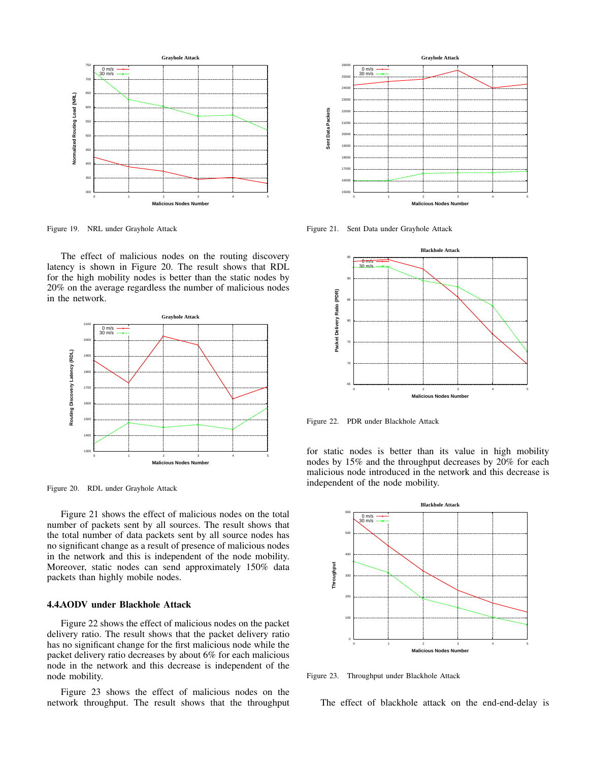Figure 19. NRL under Grayhole Attack

The effect of malicious nodes on the routing discovery latency is shown in Figure 20. The result shows that RDL for the high mobility nodes is better than the static nodes by 20% on the average regardless the number of malicious nodes in the network.

Figure 20. RDL under Grayhole Attack

Figure 21 shows the effect of malicious nodes on the total number of packets sent by all sources. The result shows that the total number of data packets sent by all source nodes has no significant change as a result of presence of malicious nodes in the network and this is independent of the node mobility. Moreover, static nodes can send approximately 150% data packets than highly mobile nodes.

### 4.4.AODV under Blackhole Attack

Figure 22 shows the effect of malicious nodes on the packet delivery ratio. The result shows that the packet delivery ratio has no significant change for the first malicious node while the packet delivery ratio decreases by about 6% for each malicious node in the network and this decrease is independent of the node mobility.

Figure 23 shows the effect of malicious nodes on the network throughput. The result shows that the throughput for static nodes is better than its value in high mobility nodes by 15% and the throughput decreases by 20% for each malicious node introduced in the network and this decrease is independent of the node mobility.

Figure 21. Sent Data under Grayhole Attack

Figure 22. PDR under Blackhole Attack

Figure 23. Throughput under Blackhole Attack

The effect of blackhole attack on the end-end-delay is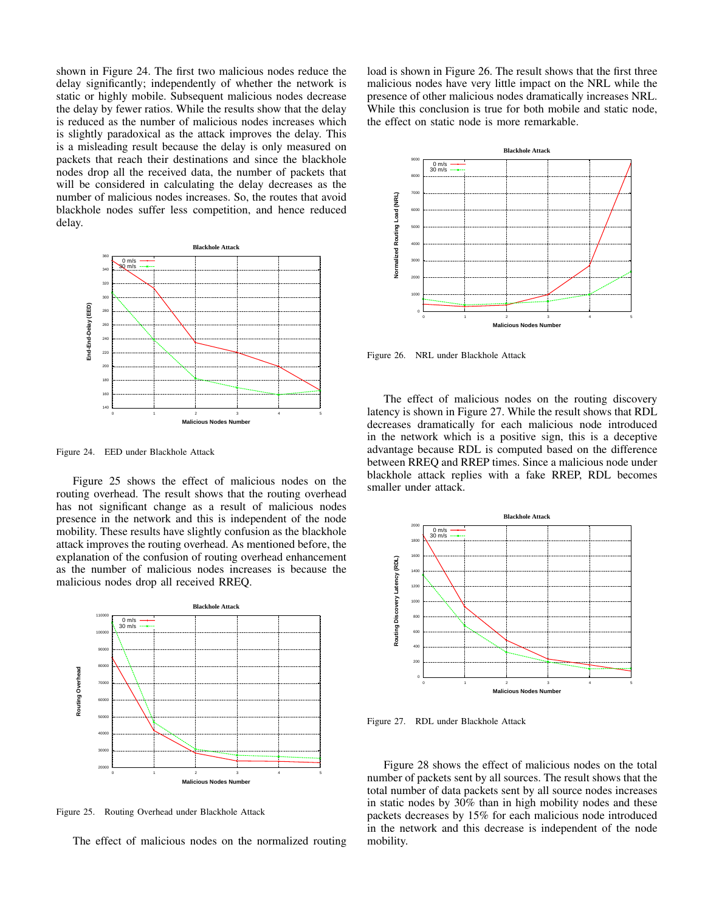shown in Figure 24. The first two malicious nodes reduce the delay significantly; independently of whether the network is static or highly mobile. Subsequent malicious nodes decrease the delay by fewer ratios. While the results show that the delay is reduced as the number of malicious nodes increases which is slightly paradoxical as the attack improves the delay. This is a misleading result because the delay is only measured on packets that reach their destinations and since the blackhole nodes drop all the received data, the number of packets that will be considered in calculating the delay decreases as the number of malicious nodes increases. So, the routes that avoid blackhole nodes suffer less competition, and hence reduced delay.

Figure 24. EED under Blackhole Attack

Figure 25 shows the effect of malicious nodes on the routing overhead. The result shows that the routing overhead has not significant change as a result of malicious nodes presence in the network and this is independent of the node mobility. These results have slightly confusion as the blackhole attack improves the routing overhead. As mentioned before, the explanation of the confusion of routing overhead enhancement as the number of malicious nodes increases is because the malicious nodes drop all received RREQ.

Figure 25. Routing Overhead under Blackhole Attack

The effect of malicious nodes on the normalized routing load is shown in Figure 26. The result shows that the first three malicious nodes have very little impact on the NRL while the presence of other malicious nodes dramatically increases NRL. While this conclusion is true for both mobile and static node, the effect on static node is more remarkable.

Figure 26. NRL under Blackhole Attack

The effect of malicious nodes on the routing discovery latency is shown in Figure 27. While the result shows that RDL decreases dramatically for each malicious node introduced in the network which is a positive sign, this is a deceptive advantage because RDL is computed based on the difference between RREQ and RREP times. Since a malicious node under blackhole attack replies with a fake RREP, RDL becomes smaller under attack.

Figure 27. RDL under Blackhole Attack

Figure 28 shows the effect of malicious nodes on the total number of packets sent by all sources. The result shows that the total number of data packets sent by all source nodes increases in static nodes by 30% than in high mobility nodes and these packets decreases by 15% for each malicious node introduced in the network and this decrease is independent of the node mobility.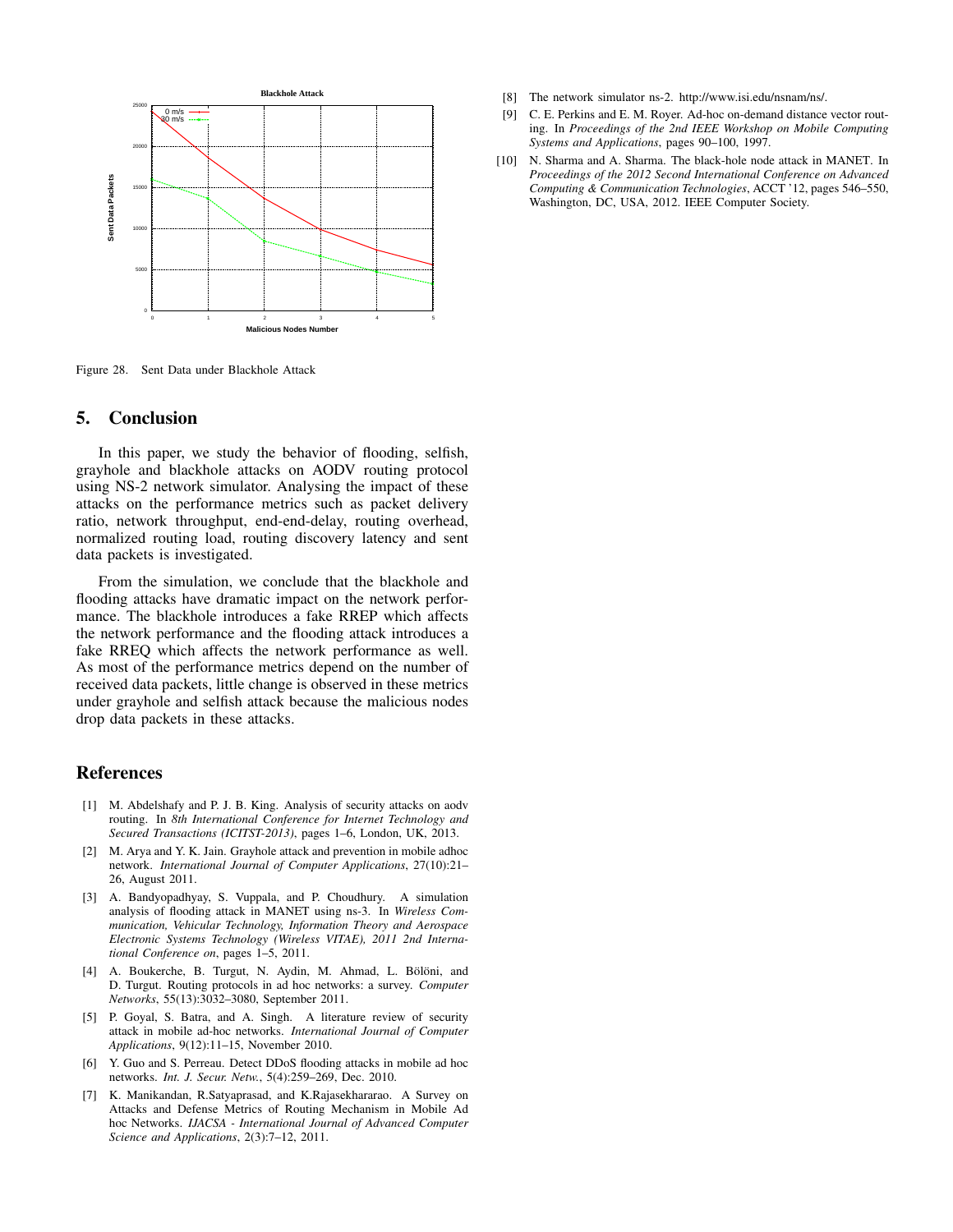Blackhole Attack

0 m/s
30 m/s

25000
20000
15000
10000
5000
0

Sent Data Packets

0 1 2 3 4 5

Malicious Nodes Number

Figure 28. Sent Data under Blackhole Attack

## 5. Conclusion

In this paper, we study the behavior of flooding, selfish, grayhole and blackhole attacks on AODV routing protocol using NS-2 network simulator. Analysing the impact of these attacks on the performance metrics such as packet delivery ratio, network throughput, end-end-delay, routing overhead, normalized routing load, routing discovery latency and sent data packets is investigated.

From the simulation, we conclude that the blackhole and flooding attacks have dramatic impact on the network performance. The blackhole introduces a fake RREP which affects the network performance and the flooding attack introduces a fake RREQ which affects the network performance as well. As most of the performance metrics depend on the number of received data packets, little change is observed in these metrics under grayhole and selfish attack because the malicious nodes drop data packets in these attacks.

## References

[1] M. Abdelshafy and P. J. B. King. Analysis of security attacks on aodv routing. In *8th International Conference for Internet Technology and Secured Transactions (ICITST-2013)*, pages 1–6, London, UK, 2013.

[2] M. Arya and Y. K. Jain. Grayhole attack and prevention in mobile adhoc network. *International Journal of Computer Applications*, 27(10):21–26, August 2011.

[3] A. Bandyopadhyay, S. Vuppala, and P. Choudhury. A simulation analysis of flooding attack in MANET using ns-3. In *Wireless Communication, Vehicular Technology, Information Theory and Aerospace Electronic Systems Technology (Wireless VITAE), 2011 2nd International Conference on*, pages 1–5, 2011.

[4] A. Boukerche, B. Turgut, N. Aydin, M. Ahmad, L. Bölöni, and D. Turgut. Routing protocols in ad hoc networks: a survey. *Computer Networks*, 55(13):3032–3080, September 2011.

[5] P. Goyal, S. Batra, and A. Singh. A literature review of security attack in mobile ad-hoc networks. *International Journal of Computer Applications*, 9(12):11–15, November 2010.

[6] Y. Guo and S. Perreau. Detect DDoS flooding attacks in mobile ad hoc networks. *Int. J. Secur. Netw.*, 5(4):259–269, Dec. 2010.

[7] K. Manikandan, R.Satyaprasad, and K.Rajasekhararao. A Survey on Attacks and Defense Metrics of Routing Mechanism in Mobile Ad hoc Networks. *IJACSA - International Journal of Advanced Computer Science and Applications*, 2(3):7–12, 2011.

[8] The network simulator ns-2. http://www.isi.edu/nsnam/ns/.

[9] C. E. Perkins and E. M. Royer. Ad-hoc on-demand distance vector routing. In *Proceedings of the 2nd IEEE Workshop on Mobile Computing Systems and Applications*, pages 90–100, 1997.

[10] N. Sharma and A. Sharma. The black-hole node attack in MANET. In *Proceedings of the 2012 Second International Conference on Advanced Computing & Communication Technologies*, ACCT '12, pages 546–550, Washington, DC, USA, 2012. IEEE Computer Society.